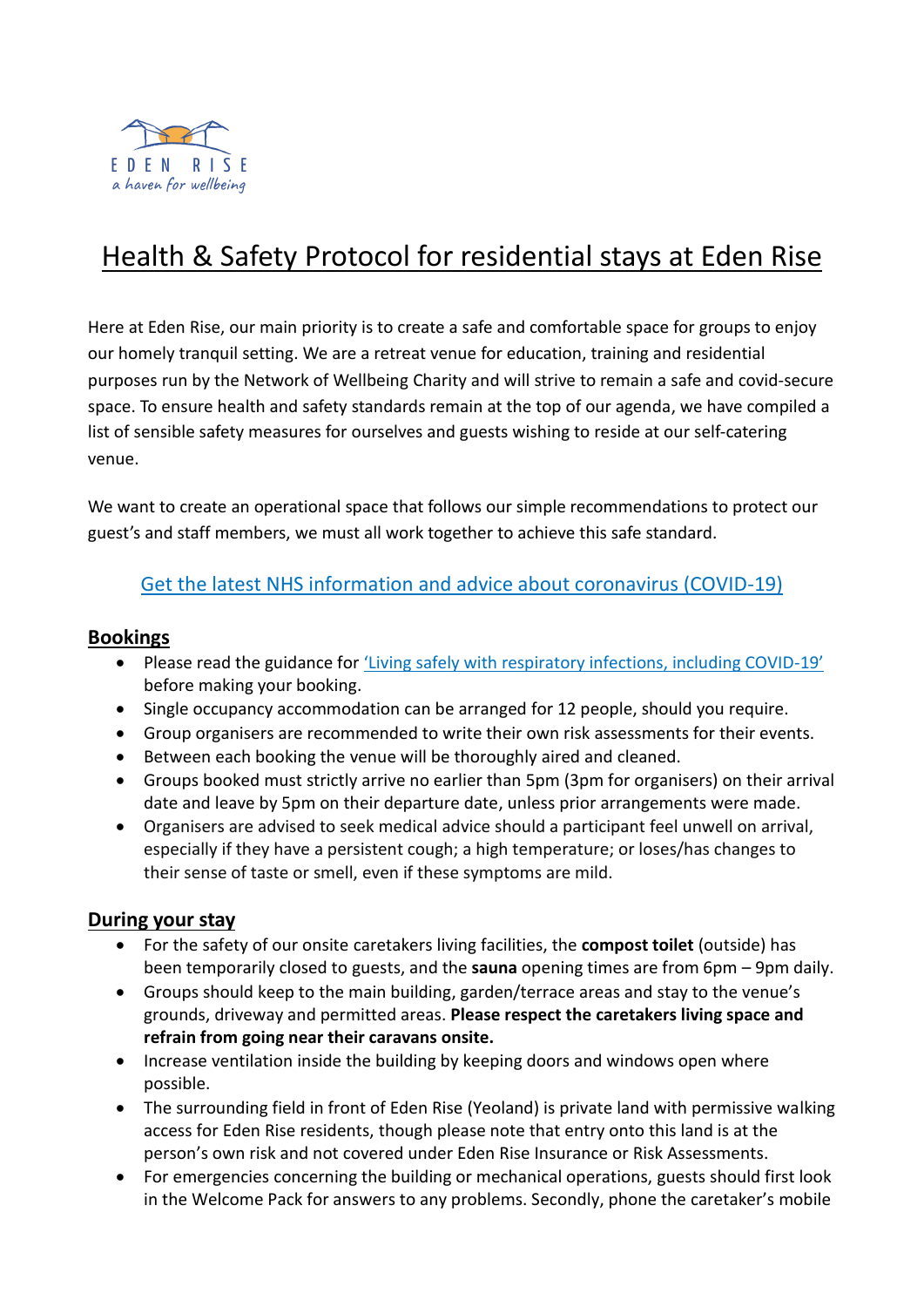EDEN RISE
*a haven for wellbeing*

# Health & Safety Protocol for residential stays at Eden Rise

Here at Eden Rise, our main priority is to create a safe and comfortable space for groups to enjoy our homely tranquil setting. We are a retreat venue for education, training and residential purposes run by the Network of Wellbeing Charity and will strive to remain a safe and covid-secure space. To ensure health and safety standards remain at the top of our agenda, we have compiled a list of sensible safety measures for ourselves and guests wishing to reside at our self-catering venue.

We want to create an operational space that follows our simple recommendations to protect our guest's and staff members, we must all work together to achieve this safe standard.

Get the latest NHS information and advice about coronavirus (COVID-19)

## Bookings

- Please read the guidance for 'Living safely with respiratory infections, including COVID-19' before making your booking.
- Single occupancy accommodation can be arranged for 12 people, should you require.
- Group organisers are recommended to write their own risk assessments for their events.
- Between each booking the venue will be thoroughly aired and cleaned.
- Groups booked must strictly arrive no earlier than 5pm (3pm for organisers) on their arrival date and leave by 5pm on their departure date, unless prior arrangements were made.
- Organisers are advised to seek medical advice should a participant feel unwell on arrival, especially if they have a persistent cough; a high temperature; or loses/has changes to their sense of taste or smell, even if these symptoms are mild.

## During your stay

- For the safety of our onsite caretakers living facilities, the **compost toilet** (outside) has been temporarily closed to guests, and the **sauna** opening times are from 6pm – 9pm daily.
- Groups should keep to the main building, garden/terrace areas and stay to the venue's grounds, driveway and permitted areas. **Please respect the caretakers living space and refrain from going near their caravans onsite.**
- Increase ventilation inside the building by keeping doors and windows open where possible.
- The surrounding field in front of Eden Rise (Yeoland) is private land with permissive walking access for Eden Rise residents, though please note that entry onto this land is at the person's own risk and not covered under Eden Rise Insurance or Risk Assessments.
- For emergencies concerning the building or mechanical operations, guests should first look in the Welcome Pack for answers to any problems. Secondly, phone the caretaker's mobile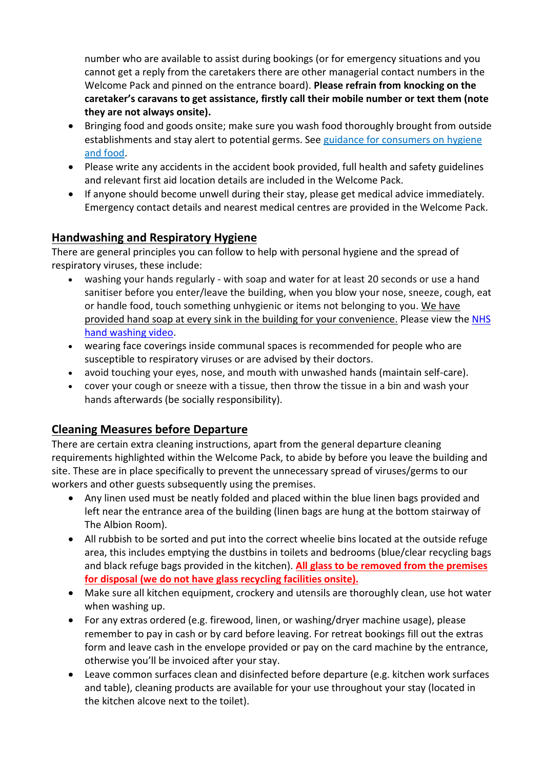number who are available to assist during bookings (or for emergency situations and you cannot get a reply from the caretakers there are other managerial contact numbers in the Welcome Pack and pinned on the entrance board). **Please refrain from knocking on the caretaker's caravans to get assistance, firstly call their mobile number or text them (note they are not always onsite).**

- Bringing food and goods onsite; make sure you wash food thoroughly brought from outside establishments and stay alert to potential germs. See guidance for consumers on hygiene and food.
- Please write any accidents in the accident book provided, full health and safety guidelines and relevant first aid location details are included in the Welcome Pack.
- If anyone should become unwell during their stay, please get medical advice immediately. Emergency contact details and nearest medical centres are provided in the Welcome Pack.

## Handwashing and Respiratory Hygiene

There are general principles you can follow to help with personal hygiene and the spread of respiratory viruses, these include:

- washing your hands regularly - with soap and water for at least 20 seconds or use a hand sanitiser before you enter/leave the building, when you blow your nose, sneeze, cough, eat or handle food, touch something unhygienic or items not belonging to you. We have provided hand soap at every sink in the building for your convenience. Please view the NHS hand washing video.
- wearing face coverings inside communal spaces is recommended for people who are susceptible to respiratory viruses or are advised by their doctors.
- avoid touching your eyes, nose, and mouth with unwashed hands (maintain self-care).
- cover your cough or sneeze with a tissue, then throw the tissue in a bin and wash your hands afterwards (be socially responsibility).

## Cleaning Measures before Departure

There are certain extra cleaning instructions, apart from the general departure cleaning requirements highlighted within the Welcome Pack, to abide by before you leave the building and site. These are in place specifically to prevent the unnecessary spread of viruses/germs to our workers and other guests subsequently using the premises.

- Any linen used must be neatly folded and placed within the blue linen bags provided and left near the entrance area of the building (linen bags are hung at the bottom stairway of The Albion Room).
- All rubbish to be sorted and put into the correct wheelie bins located at the outside refuge area, this includes emptying the dustbins in toilets and bedrooms (blue/clear recycling bags and black refuge bags provided in the kitchen). **All glass to be removed from the premises for disposal (we do not have glass recycling facilities onsite).**
- Make sure all kitchen equipment, crockery and utensils are thoroughly clean, use hot water when washing up.
- For any extras ordered (e.g. firewood, linen, or washing/dryer machine usage), please remember to pay in cash or by card before leaving. For retreat bookings fill out the extras form and leave cash in the envelope provided or pay on the card machine by the entrance, otherwise you'll be invoiced after your stay.
- Leave common surfaces clean and disinfected before departure (e.g. kitchen work surfaces and table), cleaning products are available for your use throughout your stay (located in the kitchen alcove next to the toilet).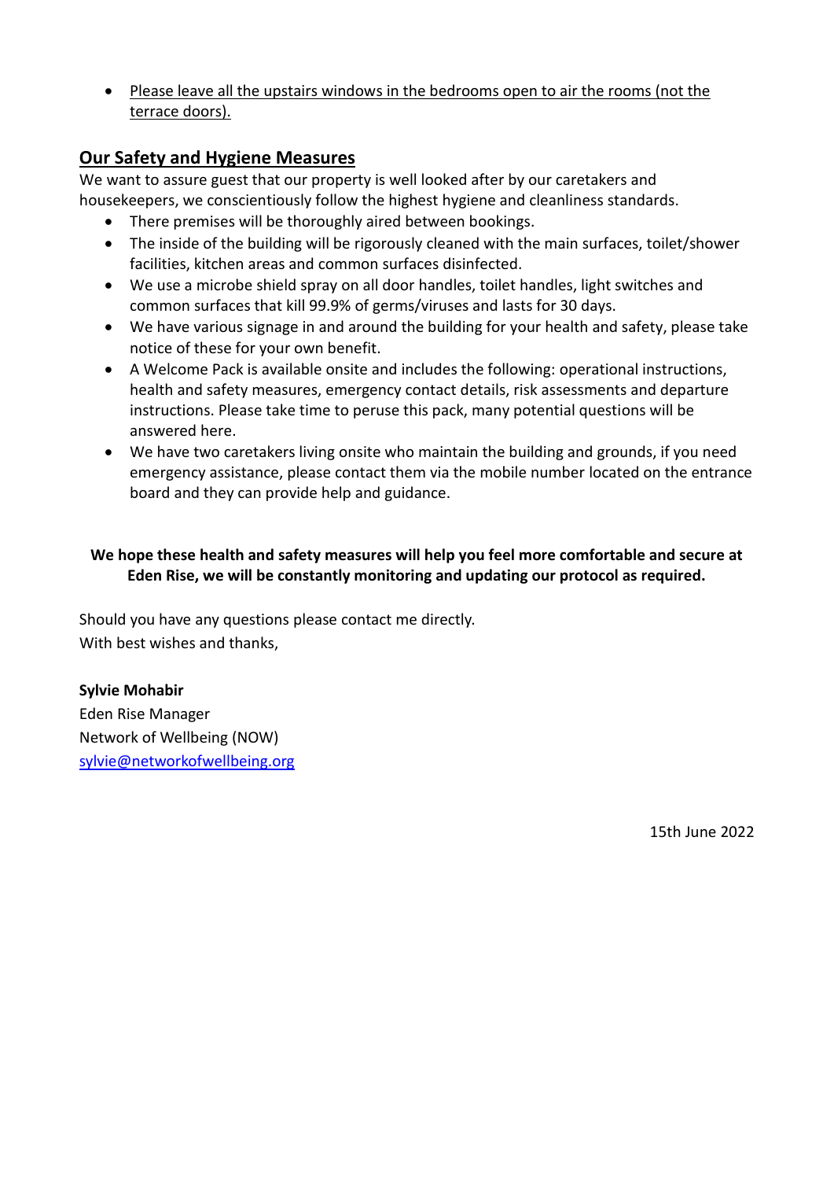- <u>Please leave all the upstairs windows in the bedrooms open to air the rooms (not the terrace doors).</u>

## <u>Our Safety and Hygiene Measures</u>

We want to assure guest that our property is well looked after by our caretakers and housekeepers, we conscientiously follow the highest hygiene and cleanliness standards.

- There premises will be thoroughly aired between bookings.
- The inside of the building will be rigorously cleaned with the main surfaces, toilet/shower facilities, kitchen areas and common surfaces disinfected.
- We use a microbe shield spray on all door handles, toilet handles, light switches and common surfaces that kill 99.9% of germs/viruses and lasts for 30 days.
- We have various signage in and around the building for your health and safety, please take notice of these for your own benefit.
- A Welcome Pack is available onsite and includes the following: operational instructions, health and safety measures, emergency contact details, risk assessments and departure instructions. Please take time to peruse this pack, many potential questions will be answered here.
- We have two caretakers living onsite who maintain the building and grounds, if you need emergency assistance, please contact them via the mobile number located on the entrance board and they can provide help and guidance.

**We hope these health and safety measures will help you feel more comfortable and secure at Eden Rise, we will be constantly monitoring and updating our protocol as required.**

Should you have any questions please contact me directly.
With best wishes and thanks,

**Sylvie Mohabir**
Eden Rise Manager
Network of Wellbeing (NOW)
sylvie@networkofwellbeing.org

15th June 2022